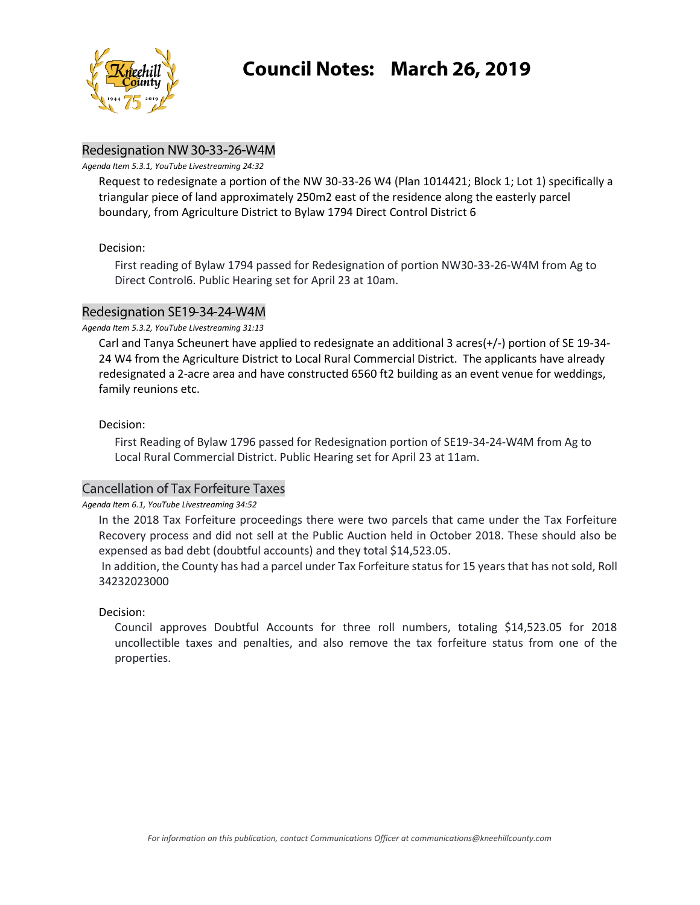# Council Notes: March 26, 2019

## Redesignation NW 30-33-26-W4M

*Agenda Item 5.3.1, YouTube Livestreaming 24:32*

Request to redesignate a portion of the NW 30-33-26 W4 (Plan 1014421; Block 1; Lot 1) specifically a triangular piece of land approximately 250m2 east of the residence along the easterly parcel boundary, from Agriculture District to Bylaw 1794 Direct Control District 6

Decision:

First reading of Bylaw 1794 passed for Redesignation of portion NW30-33-26-W4M from Ag to Direct Control6. Public Hearing set for April 23 at 10am.

## Redesignation SE19-34-24-W4M

*Agenda Item 5.3.2, YouTube Livestreaming 31:13*

Carl and Tanya Scheunert have applied to redesignate an additional 3 acres(+/-) portion of SE 19-34-24 W4 from the Agriculture District to Local Rural Commercial District. The applicants have already redesignated a 2-acre area and have constructed 6560 ft2 building as an event venue for weddings, family reunions etc.

Decision:

First Reading of Bylaw 1796 passed for Redesignation portion of SE19-34-24-W4M from Ag to Local Rural Commercial District. Public Hearing set for April 23 at 11am.

## Cancellation of Tax Forfeiture Taxes

*Agenda Item 6.1, YouTube Livestreaming 34:52*

In the 2018 Tax Forfeiture proceedings there were two parcels that came under the Tax Forfeiture Recovery process and did not sell at the Public Auction held in October 2018. These should also be expensed as bad debt (doubtful accounts) and they total $14,523.05.

In addition, the County has had a parcel under Tax Forfeiture status for 15 years that has not sold, Roll 34232023000

Decision:

Council approves Doubtful Accounts for three roll numbers, totaling $14,523.05 for 2018 uncollectible taxes and penalties, and also remove the tax forfeiture status from one of the properties.

*For information on this publication, contact Communications Officer at communications@kneehillcounty.com*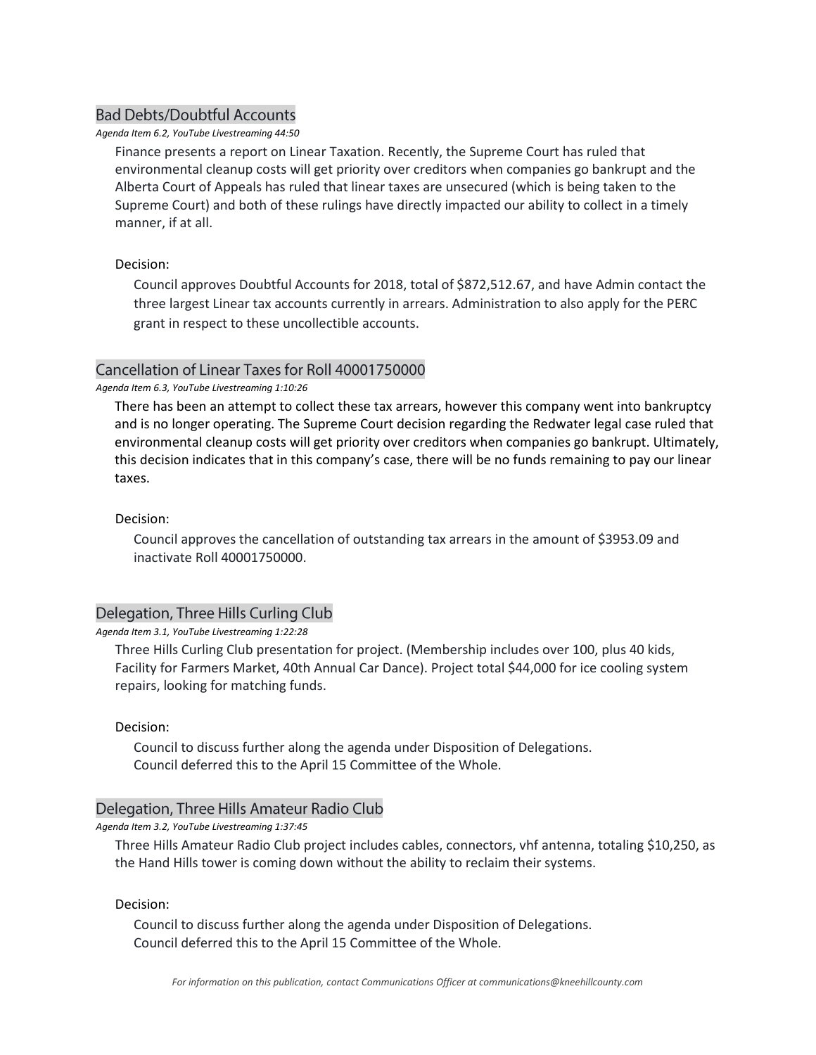## Bad Debts/Doubtful Accounts

*Agenda Item 6.2, YouTube Livestreaming 44:50*

Finance presents a report on Linear Taxation. Recently, the Supreme Court has ruled that environmental cleanup costs will get priority over creditors when companies go bankrupt and the Alberta Court of Appeals has ruled that linear taxes are unsecured (which is being taken to the Supreme Court) and both of these rulings have directly impacted our ability to collect in a timely manner, if at all.

Decision:

Council approves Doubtful Accounts for 2018, total of $872,512.67, and have Admin contact the three largest Linear tax accounts currently in arrears. Administration to also apply for the PERC grant in respect to these uncollectible accounts.

## Cancellation of Linear Taxes for Roll 40001750000

*Agenda Item 6.3, YouTube Livestreaming 1:10:26*

There has been an attempt to collect these tax arrears, however this company went into bankruptcy and is no longer operating. The Supreme Court decision regarding the Redwater legal case ruled that environmental cleanup costs will get priority over creditors when companies go bankrupt. Ultimately, this decision indicates that in this company's case, there will be no funds remaining to pay our linear taxes.

Decision:

Council approves the cancellation of outstanding tax arrears in the amount of $3953.09 and inactivate Roll 40001750000.

## Delegation, Three Hills Curling Club

*Agenda Item 3.1, YouTube Livestreaming 1:22:28*

Three Hills Curling Club presentation for project. (Membership includes over 100, plus 40 kids, Facility for Farmers Market, 40th Annual Car Dance). Project total $44,000 for ice cooling system repairs, looking for matching funds.

Decision:

Council to discuss further along the agenda under Disposition of Delegations.
Council deferred this to the April 15 Committee of the Whole.

## Delegation, Three Hills Amateur Radio Club

*Agenda Item 3.2, YouTube Livestreaming 1:37:45*

Three Hills Amateur Radio Club project includes cables, connectors, vhf antenna, totaling $10,250, as the Hand Hills tower is coming down without the ability to reclaim their systems.

Decision:

Council to discuss further along the agenda under Disposition of Delegations.
Council deferred this to the April 15 Committee of the Whole.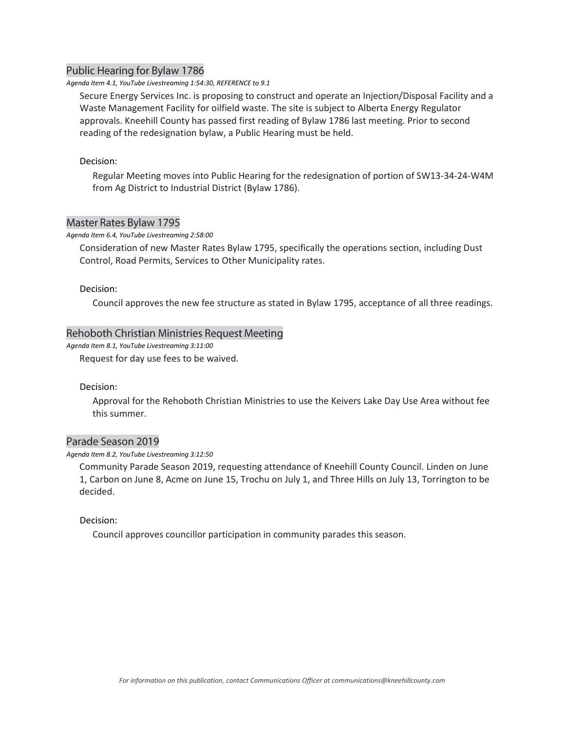## Public Hearing for Bylaw 1786

*Agenda Item 4.1, YouTube Livestreaming 1:54:30, REFERENCE to 9.1*

Secure Energy Services Inc. is proposing to construct and operate an Injection/Disposal Facility and a Waste Management Facility for oilfield waste. The site is subject to Alberta Energy Regulator approvals. Kneehill County has passed first reading of Bylaw 1786 last meeting. Prior to second reading of the redesignation bylaw, a Public Hearing must be held.

Decision:

Regular Meeting moves into Public Hearing for the redesignation of portion of SW13-34-24-W4M from Ag District to Industrial District (Bylaw 1786).

## Master Rates Bylaw 1795

*Agenda Item 6.4, YouTube Livestreaming 2:58:00*

Consideration of new Master Rates Bylaw 1795, specifically the operations section, including Dust Control, Road Permits, Services to Other Municipality rates.

Decision:

Council approves the new fee structure as stated in Bylaw 1795, acceptance of all three readings.

## Rehoboth Christian Ministries Request Meeting

*Agenda Item 8.1, YouTube Livestreaming 3:11:00*

Request for day use fees to be waived.

Decision:

Approval for the Rehoboth Christian Ministries to use the Keivers Lake Day Use Area without fee this summer.

## Parade Season 2019

*Agenda Item 8.2, YouTube Livestreaming 3:12:50*

Community Parade Season 2019, requesting attendance of Kneehill County Council. Linden on June 1, Carbon on June 8, Acme on June 15, Trochu on July 1, and Three Hills on July 13, Torrington to be decided.

Decision:

Council approves councillor participation in community parades this season.

*For information on this publication, contact Communications Officer at communications@kneehillcounty.com*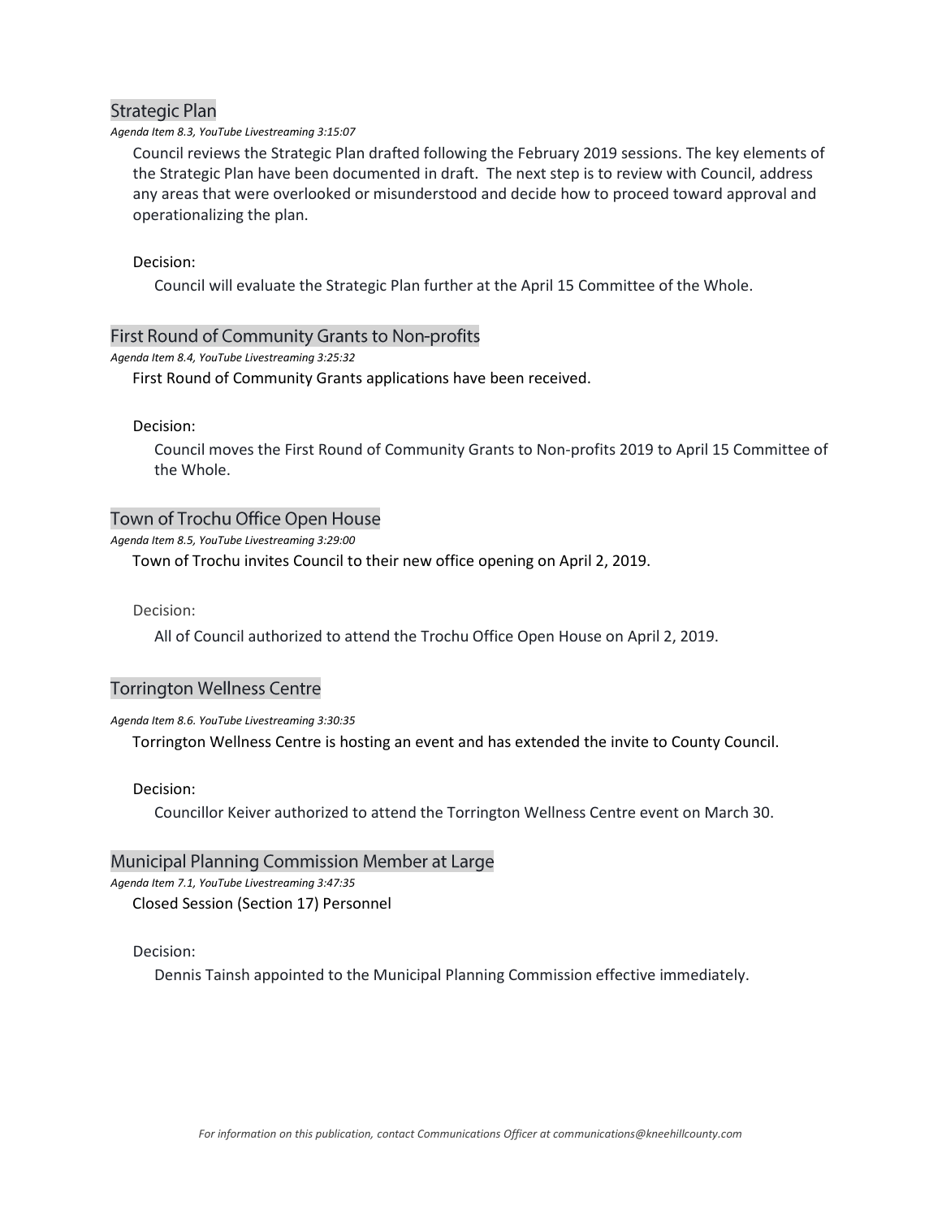## Strategic Plan

*Agenda Item 8.3, YouTube Livestreaming 3:15:07*

Council reviews the Strategic Plan drafted following the February 2019 sessions. The key elements of the Strategic Plan have been documented in draft. The next step is to review with Council, address any areas that were overlooked or misunderstood and decide how to proceed toward approval and operationalizing the plan.

Decision:

Council will evaluate the Strategic Plan further at the April 15 Committee of the Whole.

## First Round of Community Grants to Non-profits

*Agenda Item 8.4, YouTube Livestreaming 3:25:32*

First Round of Community Grants applications have been received.

Decision:

Council moves the First Round of Community Grants to Non-profits 2019 to April 15 Committee of the Whole.

## Town of Trochu Office Open House

*Agenda Item 8.5, YouTube Livestreaming 3:29:00*

Town of Trochu invites Council to their new office opening on April 2, 2019.

Decision:

All of Council authorized to attend the Trochu Office Open House on April 2, 2019.

## Torrington Wellness Centre

*Agenda Item 8.6. YouTube Livestreaming 3:30:35*

Torrington Wellness Centre is hosting an event and has extended the invite to County Council.

Decision:

Councillor Keiver authorized to attend the Torrington Wellness Centre event on March 30.

## Municipal Planning Commission Member at Large

*Agenda Item 7.1, YouTube Livestreaming 3:47:35*

Closed Session (Section 17) Personnel

Decision:

Dennis Tainsh appointed to the Municipal Planning Commission effective immediately.

*For information on this publication, contact Communications Officer at communications@kneehillcounty.com*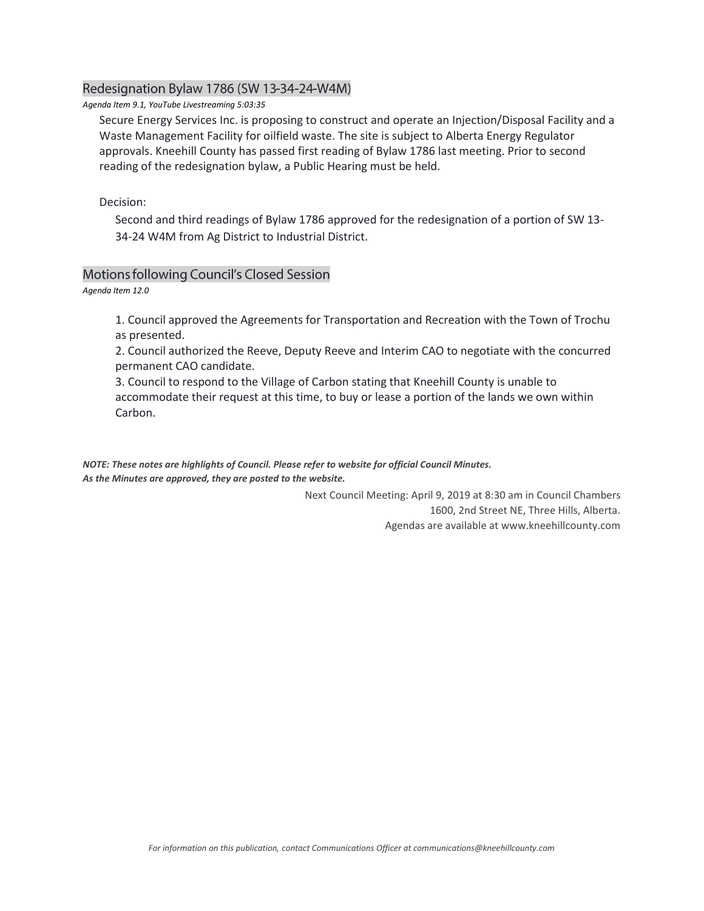## Redesignation Bylaw 1786 (SW 13-34-24-W4M)

*Agenda Item 9.1, YouTube Livestreaming 5:03:35*

Secure Energy Services Inc. is proposing to construct and operate an Injection/Disposal Facility and a Waste Management Facility for oilfield waste. The site is subject to Alberta Energy Regulator approvals. Kneehill County has passed first reading of Bylaw 1786 last meeting. Prior to second reading of the redesignation bylaw, a Public Hearing must be held.

Decision:

Second and third readings of Bylaw 1786 approved for the redesignation of a portion of SW 13-34-24 W4M from Ag District to Industrial District.

## Motions following Council's Closed Session

*Agenda Item 12.0*

1. Council approved the Agreements for Transportation and Recreation with the Town of Trochu as presented.
2. Council authorized the Reeve, Deputy Reeve and Interim CAO to negotiate with the concurred permanent CAO candidate.
3. Council to respond to the Village of Carbon stating that Kneehill County is unable to accommodate their request at this time, to buy or lease a portion of the lands we own within Carbon.

***NOTE: These notes are highlights of Council. Please refer to website for official Council Minutes. As the Minutes are approved, they are posted to the website.***

Next Council Meeting: April 9, 2019 at 8:30 am in Council Chambers
1600, 2nd Street NE, Three Hills, Alberta.
Agendas are available at www.kneehillcounty.com

*For information on this publication, contact Communications Officer at communications@kneehillcounty.com*